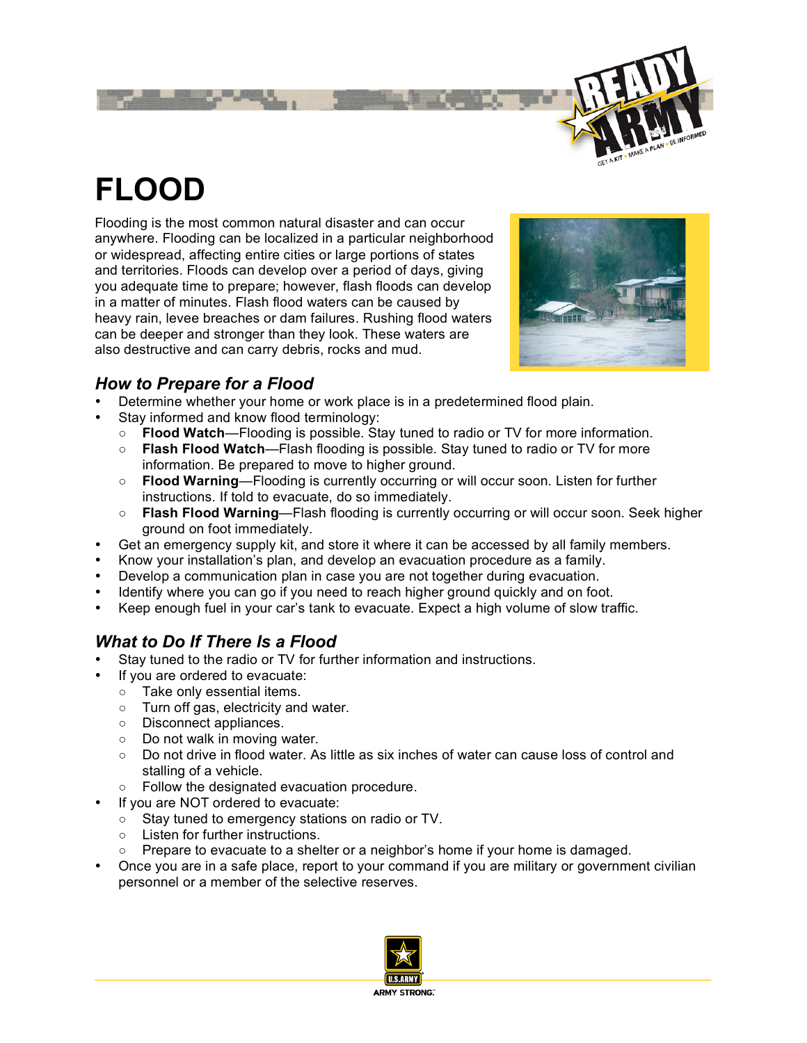# FLOOD

Flooding is the most common natural disaster and can occur anywhere. Flooding can be localized in a particular neighborhood or widespread, affecting entire cities or large portions of states and territories. Floods can develop over a period of days, giving you adequate time to prepare; however, flash floods can develop in a matter of minutes. Flash flood waters can be caused by heavy rain, levee breaches or dam failures. Rushing flood waters can be deeper and stronger than they look. These waters are also destructive and can carry debris, rocks and mud.

## *How to Prepare for a Flood*

- Determine whether your home or work place is in a predetermined flood plain.
- Stay informed and know flood terminology:
  - **Flood Watch**—Flooding is possible. Stay tuned to radio or TV for more information.
  - **Flash Flood Watch**—Flash flooding is possible. Stay tuned to radio or TV for more information. Be prepared to move to higher ground.
  - **Flood Warning**—Flooding is currently occurring or will occur soon. Listen for further instructions. If told to evacuate, do so immediately.
  - **Flash Flood Warning**—Flash flooding is currently occurring or will occur soon. Seek higher ground on foot immediately.
- Get an emergency supply kit, and store it where it can be accessed by all family members.
- Know your installation's plan, and develop an evacuation procedure as a family.
- Develop a communication plan in case you are not together during evacuation.
- Identify where you can go if you need to reach higher ground quickly and on foot.
- Keep enough fuel in your car's tank to evacuate. Expect a high volume of slow traffic.

## *What to Do If There Is a Flood*

- Stay tuned to the radio or TV for further information and instructions.
- If you are ordered to evacuate:
  - Take only essential items.
  - Turn off gas, electricity and water.
  - Disconnect appliances.
  - Do not walk in moving water.
  - Do not drive in flood water. As little as six inches of water can cause loss of control and stalling of a vehicle.
  - Follow the designated evacuation procedure.
- If you are NOT ordered to evacuate:
  - Stay tuned to emergency stations on radio or TV.
  - Listen for further instructions.
  - Prepare to evacuate to a shelter or a neighbor's home if your home is damaged.
- Once you are in a safe place, report to your command if you are military or government civilian personnel or a member of the selective reserves.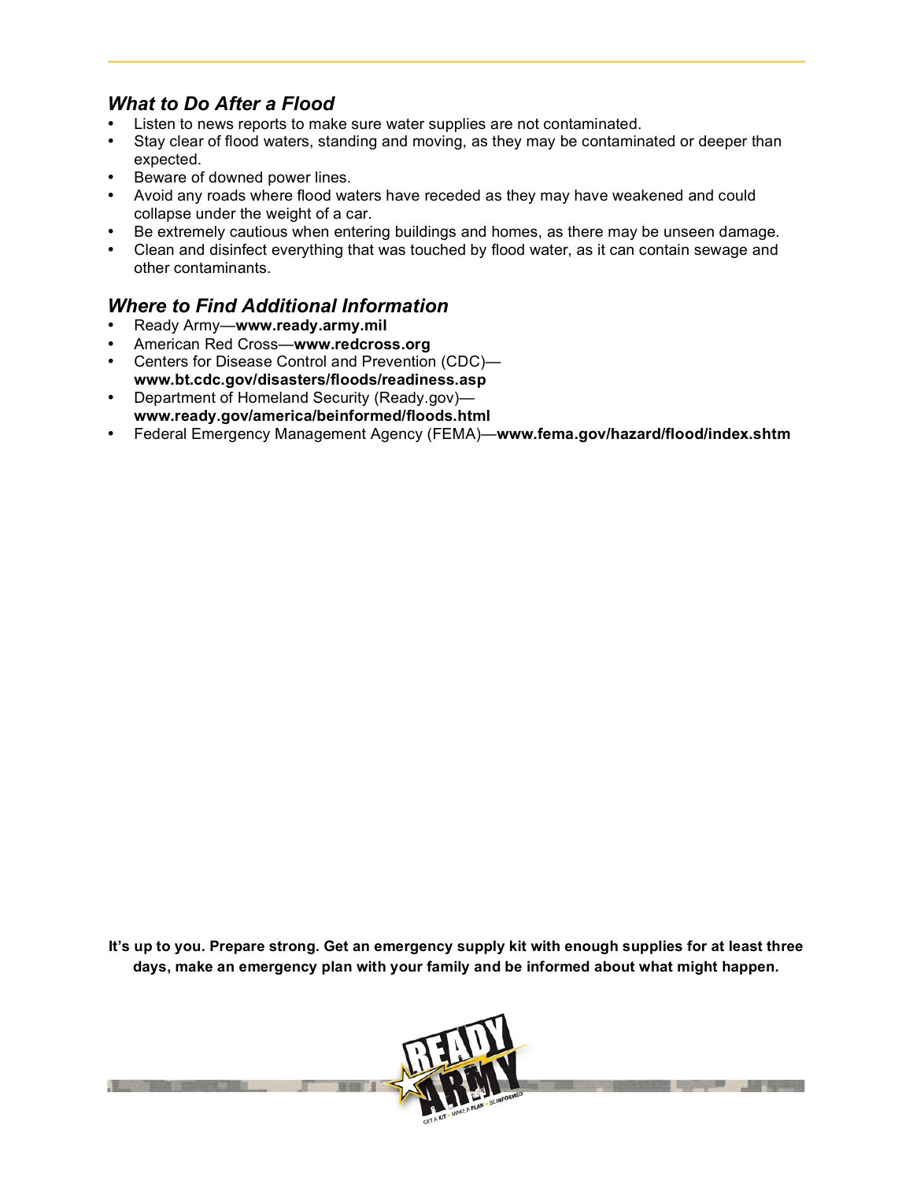## *What to Do After a Flood*

- Listen to news reports to make sure water supplies are not contaminated.
- Stay clear of flood waters, standing and moving, as they may be contaminated or deeper than expected.
- Beware of downed power lines.
- Avoid any roads where flood waters have receded as they may have weakened and could collapse under the weight of a car.
- Be extremely cautious when entering buildings and homes, as there may be unseen damage.
- Clean and disinfect everything that was touched by flood water, as it can contain sewage and other contaminants.

## *Where to Find Additional Information*

- Ready Army—**www.ready.army.mil**
- American Red Cross—**www.redcross.org**
- Centers for Disease Control and Prevention (CDC)—**www.bt.cdc.gov/disasters/floods/readiness.asp**
- Department of Homeland Security (Ready.gov)—**www.ready.gov/america/beinformed/floods.html**
- Federal Emergency Management Agency (FEMA)—**www.fema.gov/hazard/flood/index.shtm**

**It's up to you. Prepare strong. Get an emergency supply kit with enough supplies for at least three days, make an emergency plan with your family and be informed about what might happen.**

READY ARMY

GET A KIT • MAKE A PLAN • BE INFORMED